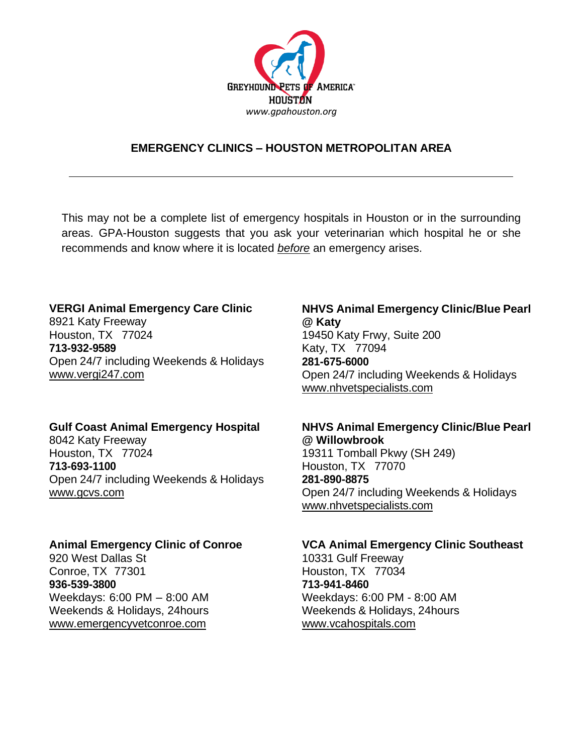Greyhound Pets of America™
Houston
*www.gpahouston.org*

## EMERGENCY CLINICS – HOUSTON METROPOLITAN AREA

---

This may not be a complete list of emergency hospitals in Houston or in the surrounding areas. GPA-Houston suggests that you ask your veterinarian which hospital he or she recommends and know where it is located *before* an emergency arises.

**VERGI Animal Emergency Care Clinic**
8921 Katy Freeway
Houston, TX 77024
**713-932-9589**
Open 24/7 including Weekends & Holidays
www.vergi247.com

**Gulf Coast Animal Emergency Hospital**
8042 Katy Freeway
Houston, TX 77024
**713-693-1100**
Open 24/7 including Weekends & Holidays
www.gcvs.com

**Animal Emergency Clinic of Conroe**
920 West Dallas St
Conroe, TX 77301
**936-539-3800**
Weekdays: 6:00 PM – 8:00 AM
Weekends & Holidays, 24hours
www.emergencyvetconroe.com

**NHVS Animal Emergency Clinic/Blue Pearl @ Katy**
19450 Katy Frwy, Suite 200
Katy, TX 77094
**281-675-6000**
Open 24/7 including Weekends & Holidays
www.nhvetspecialists.com

**NHVS Animal Emergency Clinic/Blue Pearl @ Willowbrook**
19311 Tomball Pkwy (SH 249)
Houston, TX 77070
**281-890-8875**
Open 24/7 including Weekends & Holidays
www.nhvetspecialists.com

**VCA Animal Emergency Clinic Southeast**
10331 Gulf Freeway
Houston, TX 77034
**713-941-8460**
Weekdays: 6:00 PM - 8:00 AM
Weekends & Holidays, 24hours
www.vcahospitals.com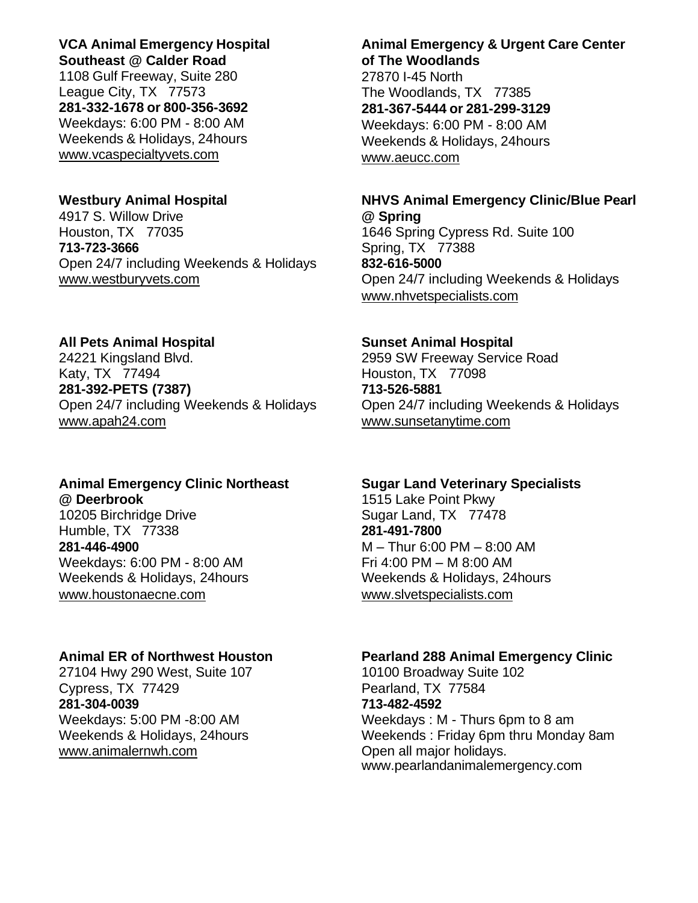**VCA Animal Emergency Hospital Southeast @ Calder Road**
1108 Gulf Freeway, Suite 280
League City, TX 77573
**281-332-1678 or 800-356-3692**
Weekdays: 6:00 PM - 8:00 AM
Weekends & Holidays, 24hours
www.vcaspecialtyvets.com

**Westbury Animal Hospital**
4917 S. Willow Drive
Houston, TX 77035
**713-723-3666**
Open 24/7 including Weekends & Holidays
www.westburyvets.com

**All Pets Animal Hospital**
24221 Kingsland Blvd.
Katy, TX 77494
**281-392-PETS (7387)**
Open 24/7 including Weekends & Holidays
www.apah24.com

**Animal Emergency Clinic Northeast @ Deerbrook**
10205 Birchridge Drive
Humble, TX 77338
**281-446-4900**
Weekdays: 6:00 PM - 8:00 AM
Weekends & Holidays, 24hours
www.houstonaecne.com

**Animal ER of Northwest Houston**
27104 Hwy 290 West, Suite 107
Cypress, TX 77429
**281-304-0039**
Weekdays: 5:00 PM -8:00 AM
Weekends & Holidays, 24hours
www.animalernwh.com

**Animal Emergency & Urgent Care Center of The Woodlands**
27870 I-45 North
The Woodlands, TX 77385
**281-367-5444 or 281-299-3129**
Weekdays: 6:00 PM - 8:00 AM
Weekends & Holidays, 24hours
www.aeucc.com

**NHVS Animal Emergency Clinic/Blue Pearl @ Spring**
1646 Spring Cypress Rd. Suite 100
Spring, TX 77388
**832-616-5000**
Open 24/7 including Weekends & Holidays
www.nhvetspecialists.com

**Sunset Animal Hospital**
2959 SW Freeway Service Road
Houston, TX 77098
**713-526-5881**
Open 24/7 including Weekends & Holidays
www.sunsetanytime.com

**Sugar Land Veterinary Specialists**
1515 Lake Point Pkwy
Sugar Land, TX 77478
**281-491-7800**
M – Thur 6:00 PM – 8:00 AM
Fri 4:00 PM – M 8:00 AM
Weekends & Holidays, 24hours
www.slvetspecialists.com

**Pearland 288 Animal Emergency Clinic**
10100 Broadway Suite 102
Pearland, TX 77584
**713-482-4592**
Weekdays : M - Thurs 6pm to 8 am
Weekends : Friday 6pm thru Monday 8am
Open all major holidays.
www.pearlandanimalemergency.com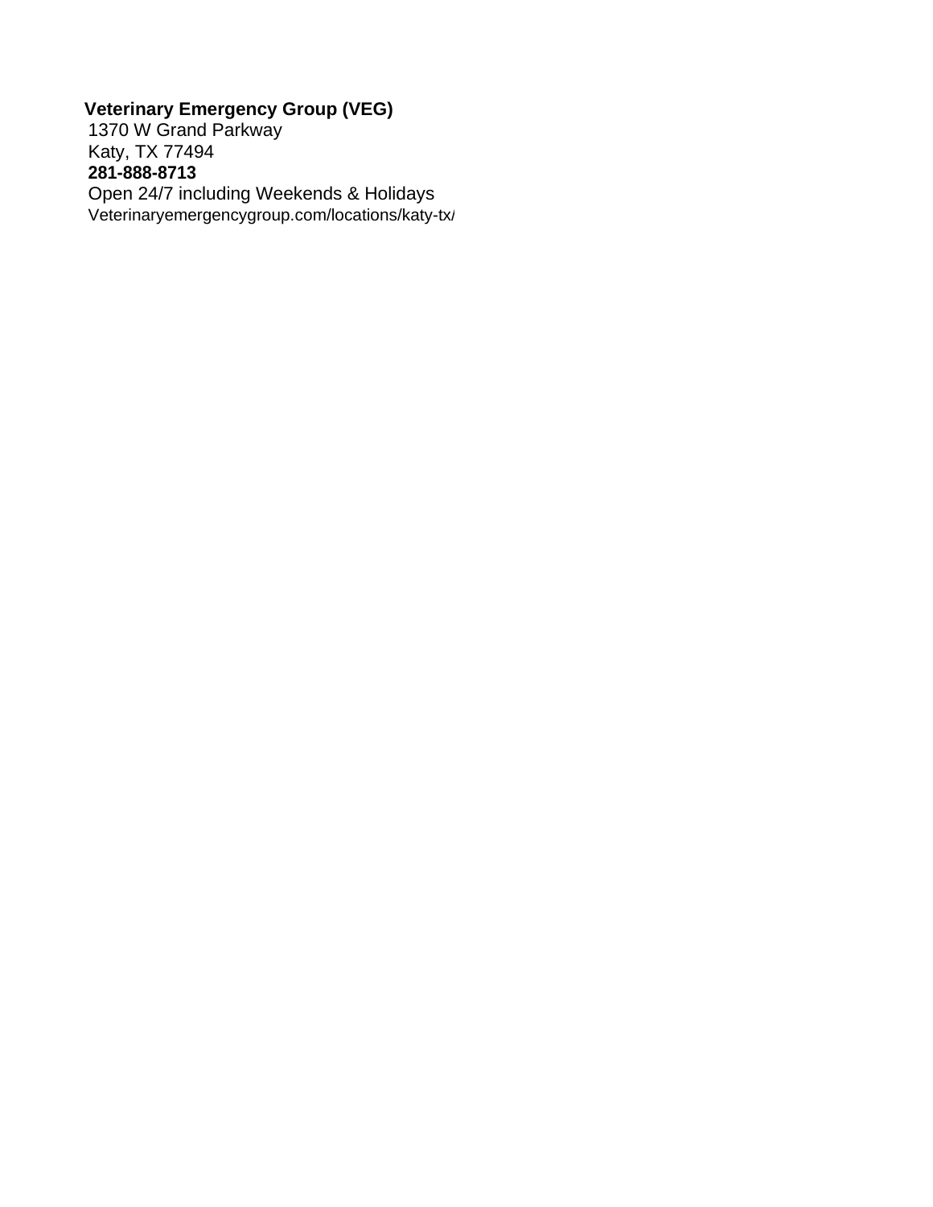**Veterinary Emergency Group (VEG)**
1370 W Grand Parkway
Katy, TX 77494
**281-888-8713**
Open 24/7 including Weekends & Holidays
Veterinaryemergencygroup.com/locations/katy-tx/